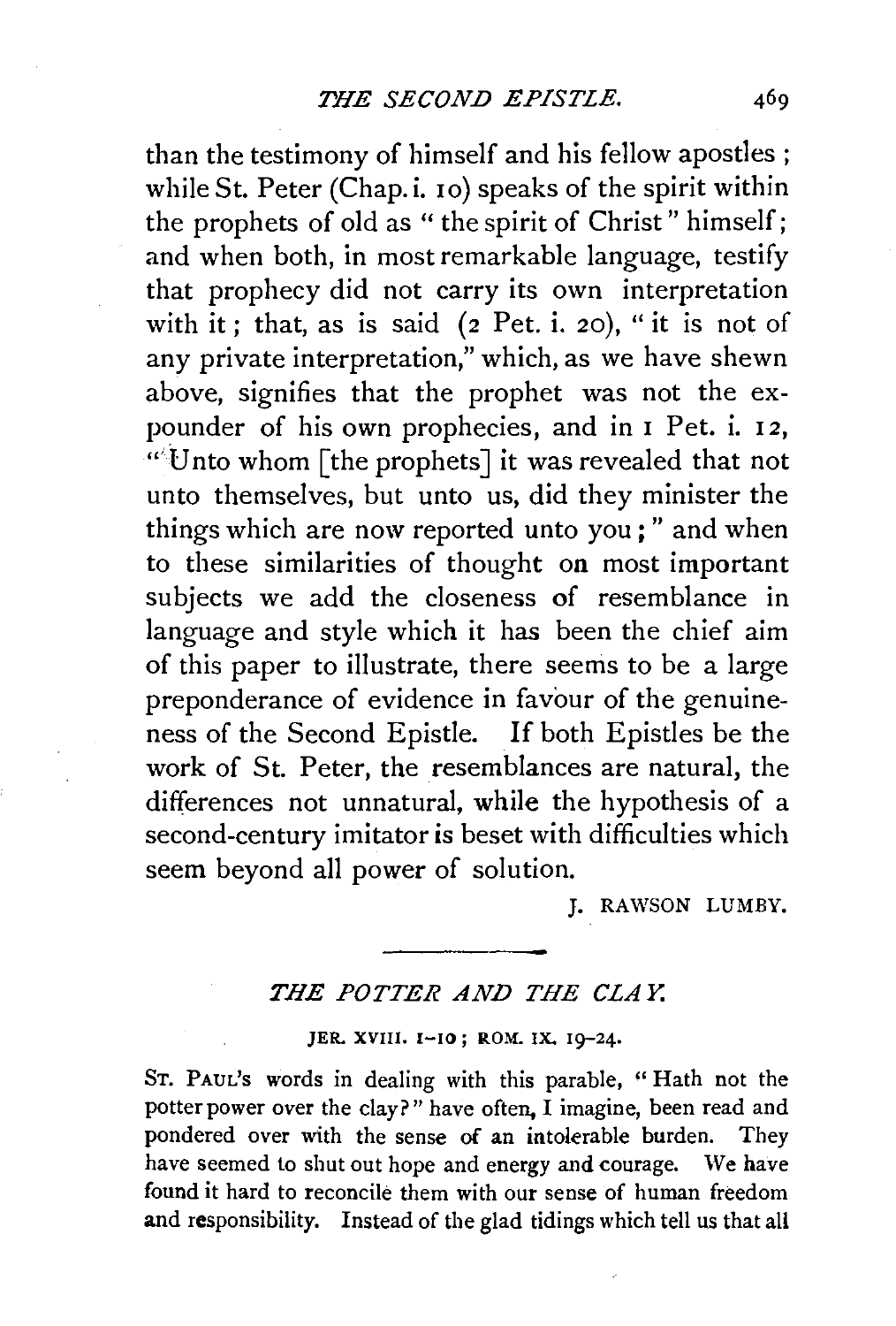than the testimony of himself and his fellow apostles; while St. Peter (Chap. i. 10) speaks of the spirit within the prophets of old as "the spirit of Christ" himself; and when both, in most remarkable language, testify that prophecy did not carry its own interpretation with it; that, as is said (2 Pet. i. 20), "it is not of any private interpretation," which, as we have shewn above, signifies that the prophet was not the expounder of his own prophecies, and in 1 Pet. i. 12, "Unto whom [the prophets] it was revealed that not unto themselves, but unto us, did they minister the things which are now reported unto you;" and when to these similarities of thought on most important subjects we add the closeness of resemblance in language and style which it has been the chief aim of this paper to illustrate, there seems to be a large preponderance of evidence in favour of the genuineness of the Second Epistle. If both Epistles be the work of St. Peter, the resemblances are natural, the differences not unnatural, while the hypothesis of a second-century imitator is beset with difficulties which seem beyond all power of solution.

J. RAWSON LUMBY.

---

## *THE POTTER AND THE CLAY.*

JER. XVIII. 1–10; ROM. IX. 19–24.

ST. PAUL's words in dealing with this parable, "Hath not the potter power over the clay?" have often, I imagine, been read and pondered over with the sense of an intolerable burden. They have seemed to shut out hope and energy and courage. We have found it hard to reconcile them with our sense of human freedom and responsibility. Instead of the glad tidings which tell us that all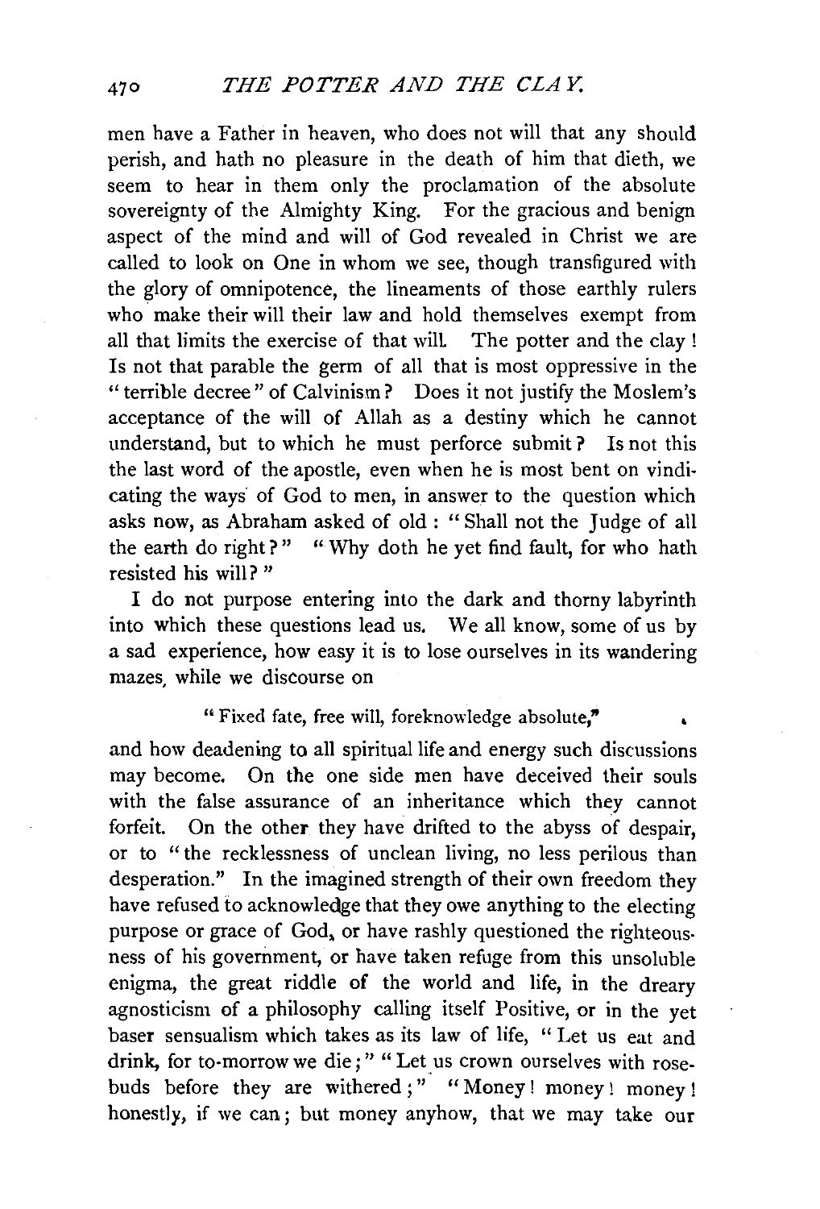men have a Father in heaven, who does not will that any should perish, and hath no pleasure in the death of him that dieth, we seem to hear in them only the proclamation of the absolute sovereignty of the Almighty King. For the gracious and benign aspect of the mind and will of God revealed in Christ we are called to look on One in whom we see, though transfigured with the glory of omnipotence, the lineaments of those earthly rulers who make their will their law and hold themselves exempt from all that limits the exercise of that will. The potter and the clay! Is not that parable the germ of all that is most oppressive in the "terrible decree" of Calvinism? Does it not justify the Moslem's acceptance of the will of Allah as a destiny which he cannot understand, but to which he must perforce submit? Is not this the last word of the apostle, even when he is most bent on vindicating the ways of God to men, in answer to the question which asks now, as Abraham asked of old: "Shall not the Judge of all the earth do right?" "Why doth he yet find fault, for who hath resisted his will?"

I do not purpose entering into the dark and thorny labyrinth into which these questions lead us. We all know, some of us by a sad experience, how easy it is to lose ourselves in its wandering mazes, while we discourse on

> "Fixed fate, free will, foreknowledge absolute,"

and how deadening to all spiritual life and energy such discussions may become. On the one side men have deceived their souls with the false assurance of an inheritance which they cannot forfeit. On the other they have drifted to the abyss of despair, or to "the recklessness of unclean living, no less perilous than desperation." In the imagined strength of their own freedom they have refused to acknowledge that they owe anything to the electing purpose or grace of God, or have rashly questioned the righteousness of his government, or have taken refuge from this unsoluble enigma, the great riddle of the world and life, in the dreary agnosticism of a philosophy calling itself Positive, or in the yet baser sensualism which takes as its law of life, "Let us eat and drink, for to-morrow we die;" "Let us crown ourselves with rosebuds before they are withered;" "Money! money! money! honestly, if we can; but money anyhow, that we may take our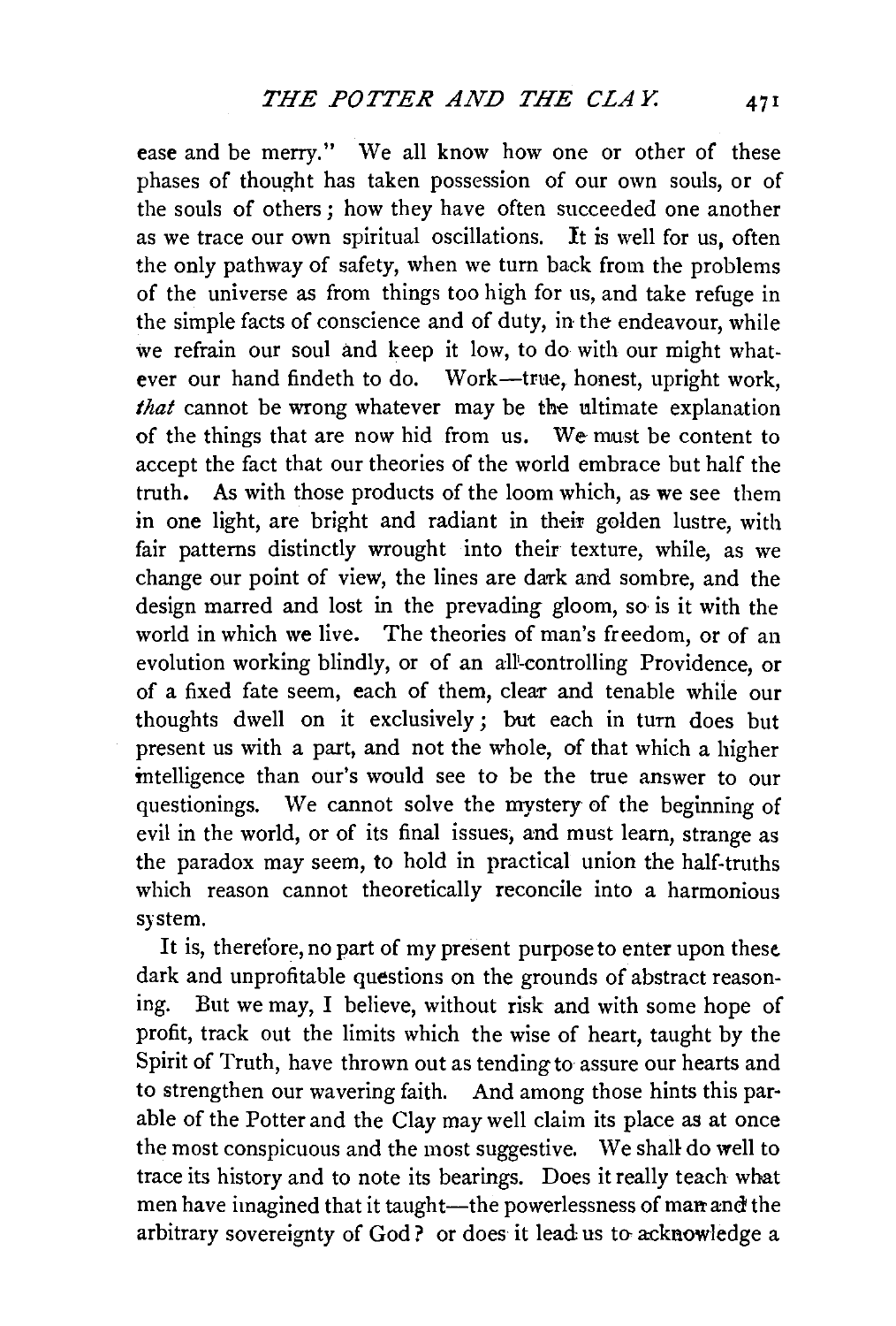ease and be merry." We all know how one or other of these phases of thought has taken possession of our own souls, or of the souls of others; how they have often succeeded one another as we trace our own spiritual oscillations. It is well for us, often the only pathway of safety, when we turn back from the problems of the universe as from things too high for us, and take refuge in the simple facts of conscience and of duty, in the endeavour, while we refrain our soul and keep it low, to do with our might whatever our hand findeth to do. Work—true, honest, upright work, *that* cannot be wrong whatever may be the ultimate explanation of the things that are now hid from us. We must be content to accept the fact that our theories of the world embrace but half the truth. As with those products of the loom which, as we see them in one light, are bright and radiant in their golden lustre, with fair patterns distinctly wrought into their texture, while, as we change our point of view, the lines are dark and sombre, and the design marred and lost in the prevading gloom, so is it with the world in which we live. The theories of man's freedom, or of an evolution working blindly, or of an all-controlling Providence, or of a fixed fate seem, each of them, clear and tenable while our thoughts dwell on it exclusively; but each in turn does but present us with a part, and not the whole, of that which a higher intelligence than our's would see to be the true answer to our questionings. We cannot solve the mystery of the beginning of evil in the world, or of its final issues, and must learn, strange as the paradox may seem, to hold in practical union the half-truths which reason cannot theoretically reconcile into a harmonious system.

It is, therefore, no part of my present purpose to enter upon these dark and unprofitable questions on the grounds of abstract reasoning. But we may, I believe, without risk and with some hope of profit, track out the limits which the wise of heart, taught by the Spirit of Truth, have thrown out as tending to assure our hearts and to strengthen our wavering faith. And among those hints this parable of the Potter and the Clay may well claim its place as at once the most conspicuous and the most suggestive. We shall do well to trace its history and to note its bearings. Does it really teach what men have imagined that it taught—the powerlessness of man and the arbitrary sovereignty of God? or does it lead us to acknowledge a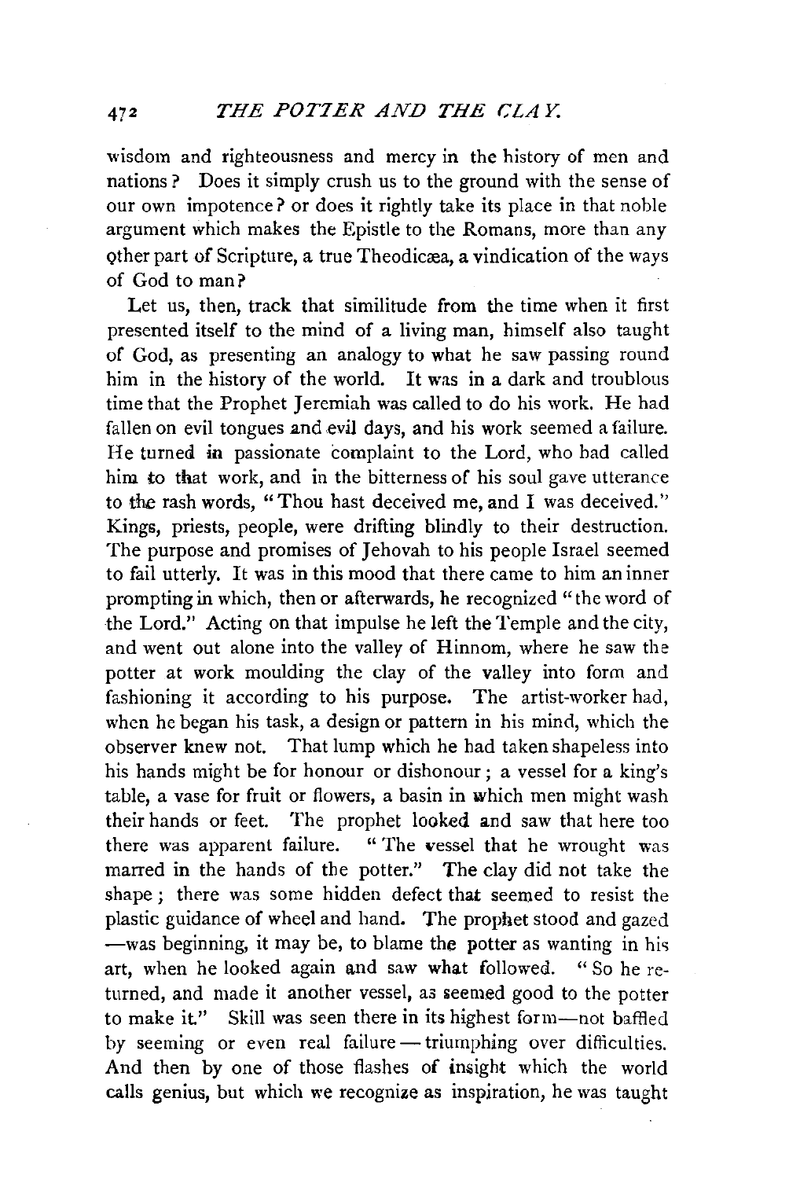wisdom and righteousness and mercy in the history of men and nations? Does it simply crush us to the ground with the sense of our own impotence? or does it rightly take its place in that noble argument which makes the Epistle to the Romans, more than any other part of Scripture, a true Theodicæa, a vindication of the ways of God to man?

Let us, then, track that similitude from the time when it first presented itself to the mind of a living man, himself also taught of God, as presenting an analogy to what he saw passing round him in the history of the world. It was in a dark and troublous time that the Prophet Jeremiah was called to do his work. He had fallen on evil tongues and evil days, and his work seemed a failure. He turned in passionate complaint to the Lord, who had called him to that work, and in the bitterness of his soul gave utterance to the rash words, "Thou hast deceived me, and I was deceived." Kings, priests, people, were drifting blindly to their destruction. The purpose and promises of Jehovah to his people Israel seemed to fail utterly. It was in this mood that there came to him an inner prompting in which, then or afterwards, he recognized "the word of the Lord." Acting on that impulse he left the Temple and the city, and went out alone into the valley of Hinnom, where he saw the potter at work moulding the clay of the valley into form and fashioning it according to his purpose. The artist-worker had, when he began his task, a design or pattern in his mind, which the observer knew not. That lump which he had taken shapeless into his hands might be for honour or dishonour; a vessel for a king's table, a vase for fruit or flowers, a basin in which men might wash their hands or feet. The prophet looked and saw that here too there was apparent failure. "The vessel that he wrought was marred in the hands of the potter." The clay did not take the shape; there was some hidden defect that seemed to resist the plastic guidance of wheel and hand. The prophet stood and gazed —was beginning, it may be, to blame the potter as wanting in his art, when he looked again and saw what followed. "So he returned, and made it another vessel, as seemed good to the potter to make it." Skill was seen there in its highest form—not baffled by seeming or even real failure—triumphing over difficulties. And then by one of those flashes of insight which the world calls genius, but which we recognize as inspiration, he was taught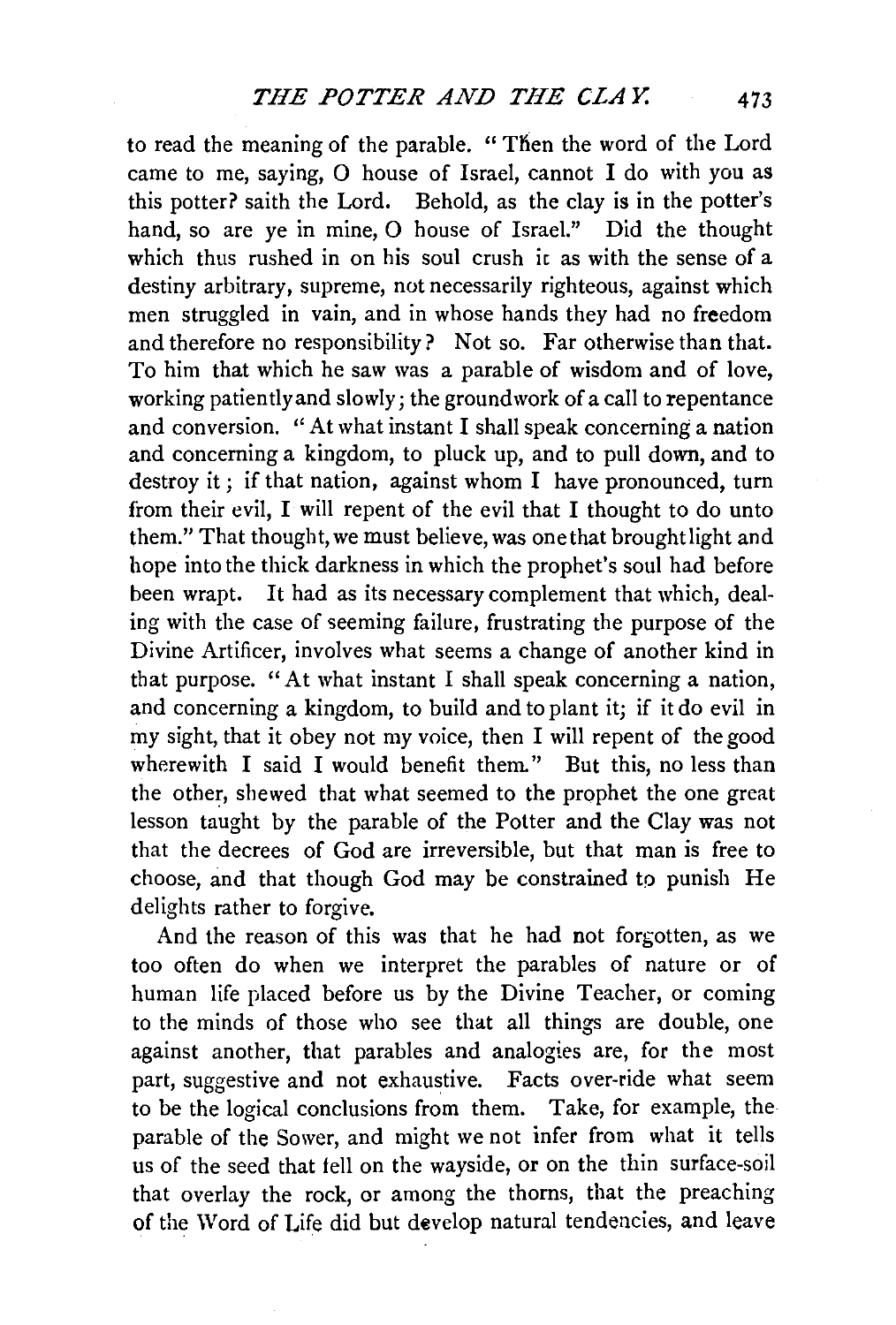to read the meaning of the parable. "Then the word of the Lord came to me, saying, O house of Israel, cannot I do with you as this potter? saith the Lord. Behold, as the clay is in the potter's hand, so are ye in mine, O house of Israel." Did the thought which thus rushed in on his soul crush it as with the sense of a destiny arbitrary, supreme, not necessarily righteous, against which men struggled in vain, and in whose hands they had no freedom and therefore no responsibility? Not so. Far otherwise than that. To him that which he saw was a parable of wisdom and of love, working patiently and slowly; the groundwork of a call to repentance and conversion. "At what instant I shall speak concerning a nation and concerning a kingdom, to pluck up, and to pull down, and to destroy it; if that nation, against whom I have pronounced, turn from their evil, I will repent of the evil that I thought to do unto them." That thought, we must believe, was one that brought light and hope into the thick darkness in which the prophet's soul had before been wrapt. It had as its necessary complement that which, dealing with the case of seeming failure, frustrating the purpose of the Divine Artificer, involves what seems a change of another kind in that purpose. "At what instant I shall speak concerning a nation, and concerning a kingdom, to build and to plant it; if it do evil in my sight, that it obey not my voice, then I will repent of the good wherewith I said I would benefit them." But this, no less than the other, shewed that what seemed to the prophet the one great lesson taught by the parable of the Potter and the Clay was not that the decrees of God are irreversible, but that man is free to choose, and that though God may be constrained to punish He delights rather to forgive.

And the reason of this was that he had not forgotten, as we too often do when we interpret the parables of nature or of human life placed before us by the Divine Teacher, or coming to the minds of those who see that all things are double, one against another, that parables and analogies are, for the most part, suggestive and not exhaustive. Facts over-ride what seem to be the logical conclusions from them. Take, for example, the parable of the Sower, and might we not infer from what it tells us of the seed that fell on the wayside, or on the thin surface-soil that overlay the rock, or among the thorns, that the preaching of the Word of Life did but develop natural tendencies, and leave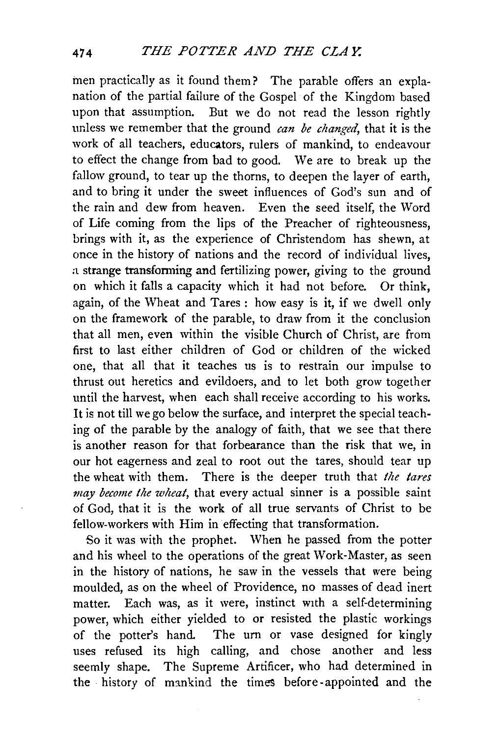men practically as it found them? The parable offers an explanation of the partial failure of the Gospel of the Kingdom based upon that assumption. But we do not read the lesson rightly unless we remember that the ground *can be changed*, that it is the work of all teachers, educators, rulers of mankind, to endeavour to effect the change from bad to good. We are to break up the fallow ground, to tear up the thorns, to deepen the layer of earth, and to bring it under the sweet influences of God's sun and of the rain and dew from heaven. Even the seed itself, the Word of Life coming from the lips of the Preacher of righteousness, brings with it, as the experience of Christendom has shewn, at once in the history of nations and the record of individual lives, a strange transforming and fertilizing power, giving to the ground on which it falls a capacity which it had not before. Or think, again, of the Wheat and Tares: how easy is it, if we dwell only on the framework of the parable, to draw from it the conclusion that all men, even within the visible Church of Christ, are from first to last either children of God or children of the wicked one, that all that it teaches us is to restrain our impulse to thrust out heretics and evildoers, and to let both grow together until the harvest, when each shall receive according to his works. It is not till we go below the surface, and interpret the special teaching of the parable by the analogy of faith, that we see that there is another reason for that forbearance than the risk that we, in our hot eagerness and zeal to root out the tares, should tear up the wheat with them. There is the deeper truth that *the tares may become the wheat*, that every actual sinner is a possible saint of God, that it is the work of all true servants of Christ to be fellow-workers with Him in effecting that transformation.

So it was with the prophet. When he passed from the potter and his wheel to the operations of the great Work-Master, as seen in the history of nations, he saw in the vessels that were being moulded, as on the wheel of Providence, no masses of dead inert matter. Each was, as it were, instinct with a self-determining power, which either yielded to or resisted the plastic workings of the potter's hand. The urn or vase designed for kingly uses refused its high calling, and chose another and less seemly shape. The Supreme Artificer, who had determined in the history of mankind the times before-appointed and the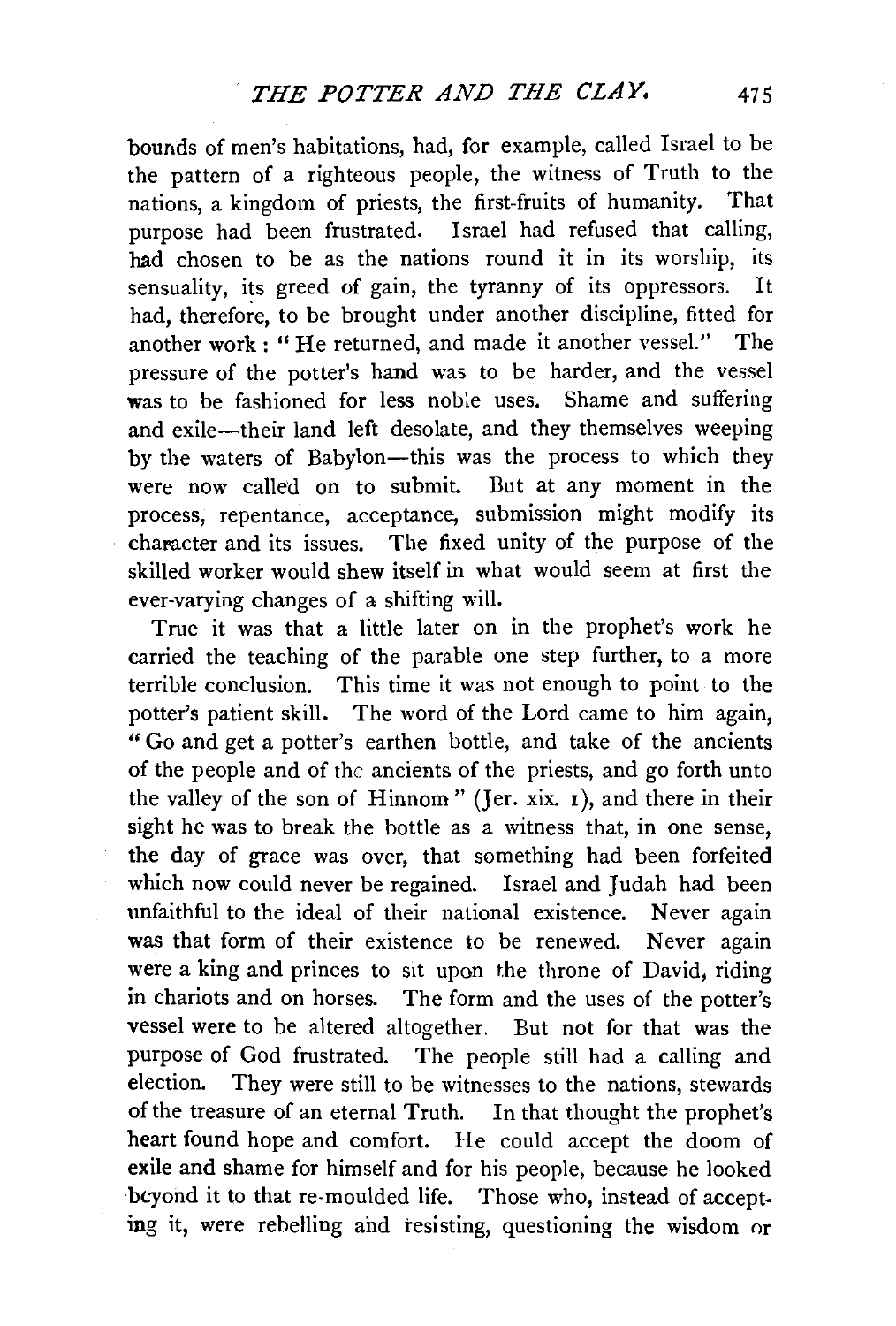bounds of men's habitations, had, for example, called Israel to be the pattern of a righteous people, the witness of Truth to the nations, a kingdom of priests, the first-fruits of humanity. That purpose had been frustrated. Israel had refused that calling, had chosen to be as the nations round it in its worship, its sensuality, its greed of gain, the tyranny of its oppressors. It had, therefore, to be brought under another discipline, fitted for another work: "He returned, and made it another vessel." The pressure of the potter's hand was to be harder, and the vessel was to be fashioned for less noble uses. Shame and suffering and exile—their land left desolate, and they themselves weeping by the waters of Babylon—this was the process to which they were now called on to submit. But at any moment in the process, repentance, acceptance, submission might modify its character and its issues. The fixed unity of the purpose of the skilled worker would shew itself in what would seem at first the ever-varying changes of a shifting will.

True it was that a little later on in the prophet's work he carried the teaching of the parable one step further, to a more terrible conclusion. This time it was not enough to point to the potter's patient skill. The word of the Lord came to him again, "Go and get a potter's earthen bottle, and take of the ancients of the people and of the ancients of the priests, and go forth unto the valley of the son of Hinnom" (Jer. xix. 1), and there in their sight he was to break the bottle as a witness that, in one sense, the day of grace was over, that something had been forfeited which now could never be regained. Israel and Judah had been unfaithful to the ideal of their national existence. Never again was that form of their existence to be renewed. Never again were a king and princes to sit upon the throne of David, riding in chariots and on horses. The form and the uses of the potter's vessel were to be altered altogether. But not for that was the purpose of God frustrated. The people still had a calling and election. They were still to be witnesses to the nations, stewards of the treasure of an eternal Truth. In that thought the prophet's heart found hope and comfort. He could accept the doom of exile and shame for himself and for his people, because he looked beyond it to that re-moulded life. Those who, instead of accepting it, were rebelling and resisting, questioning the wisdom or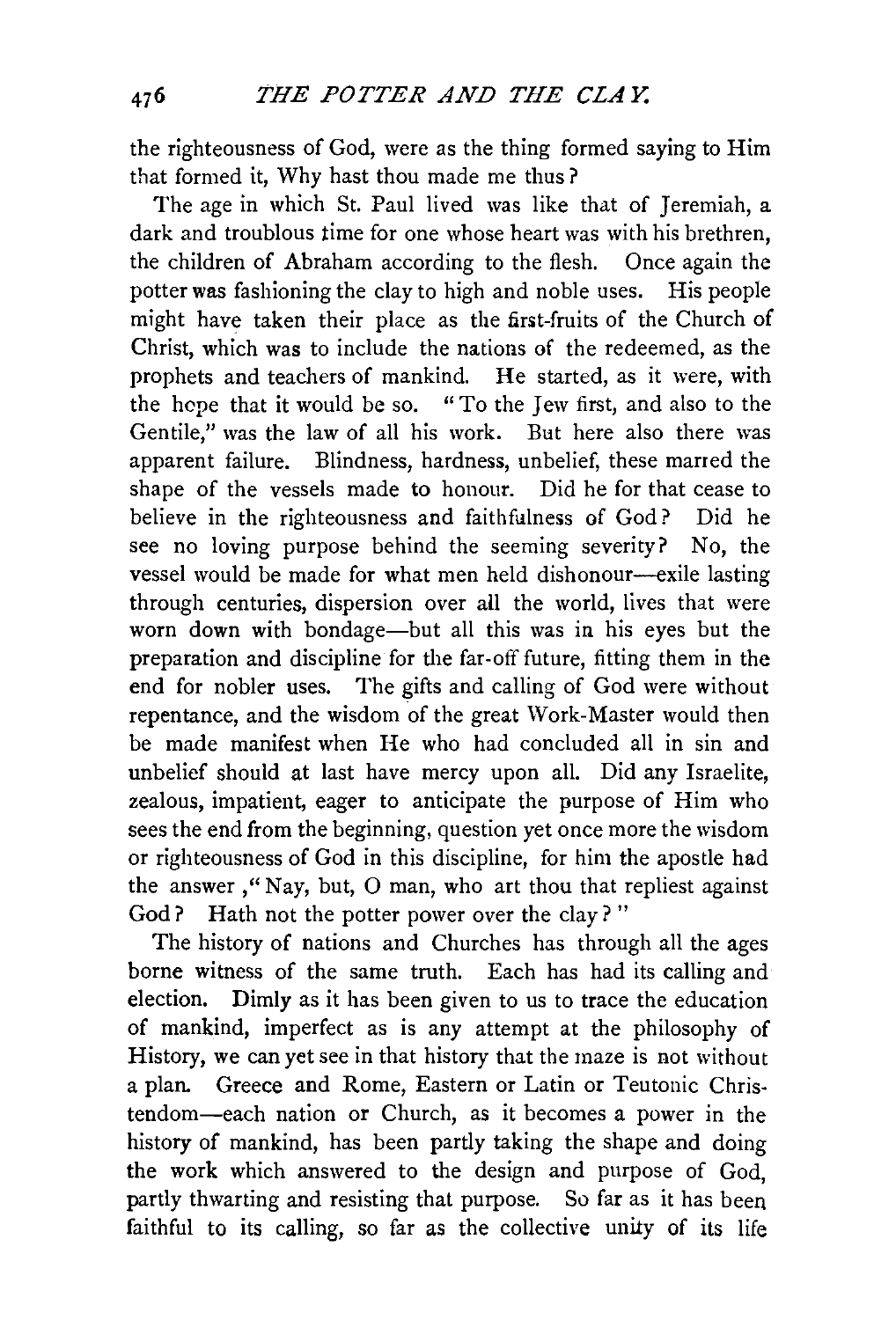the righteousness of God, were as the thing formed saying to Him that formed it, Why hast thou made me thus?

The age in which St. Paul lived was like that of Jeremiah, a dark and troublous time for one whose heart was with his brethren, the children of Abraham according to the flesh. Once again the potter was fashioning the clay to high and noble uses. His people might have taken their place as the first-fruits of the Church of Christ, which was to include the nations of the redeemed, as the prophets and teachers of mankind. He started, as it were, with the hope that it would be so. "To the Jew first, and also to the Gentile," was the law of all his work. But here also there was apparent failure. Blindness, hardness, unbelief, these marred the shape of the vessels made to honour. Did he for that cease to believe in the righteousness and faithfulness of God? Did he see no loving purpose behind the seeming severity? No, the vessel would be made for what men held dishonour—exile lasting through centuries, dispersion over all the world, lives that were worn down with bondage—but all this was in his eyes but the preparation and discipline for the far-off future, fitting them in the end for nobler uses. The gifts and calling of God were without repentance, and the wisdom of the great Work-Master would then be made manifest when He who had concluded all in sin and unbelief should at last have mercy upon all. Did any Israelite, zealous, impatient, eager to anticipate the purpose of Him who sees the end from the beginning, question yet once more the wisdom or righteousness of God in this discipline, for him the apostle had the answer ," Nay, but, O man, who art thou that repliest against God? Hath not the potter power over the clay?"

The history of nations and Churches has through all the ages borne witness of the same truth. Each has had its calling and election. Dimly as it has been given to us to trace the education of mankind, imperfect as is any attempt at the philosophy of History, we can yet see in that history that the maze is not without a plan. Greece and Rome, Eastern or Latin or Teutonic Christendom—each nation or Church, as it becomes a power in the history of mankind, has been partly taking the shape and doing the work which answered to the design and purpose of God, partly thwarting and resisting that purpose. So far as it has been faithful to its calling, so far as the collective unity of its life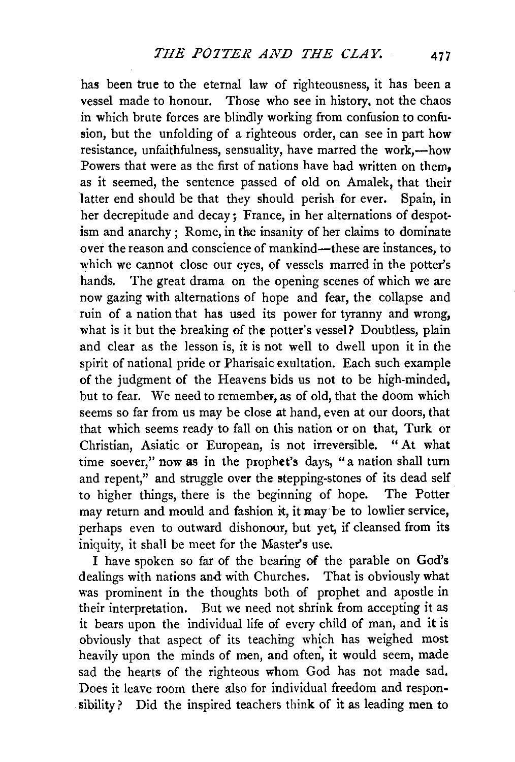has been true to the eternal law of righteousness, it has been a vessel made to honour. Those who see in history, not the chaos in which brute forces are blindly working from confusion to confusion, but the unfolding of a righteous order, can see in part how resistance, unfaithfulness, sensuality, have marred the work,—how Powers that were as the first of nations have had written on them, as it seemed, the sentence passed of old on Amalek, that their latter end should be that they should perish for ever. Spain, in her decrepitude and decay; France, in her alternations of despotism and anarchy; Rome, in the insanity of her claims to dominate over the reason and conscience of mankind—these are instances, to which we cannot close our eyes, of vessels marred in the potter's hands. The great drama on the opening scenes of which we are now gazing with alternations of hope and fear, the collapse and ruin of a nation that has used its power for tyranny and wrong, what is it but the breaking of the potter's vessel? Doubtless, plain and clear as the lesson is, it is not well to dwell upon it in the spirit of national pride or Pharisaic exultation. Each such example of the judgment of the Heavens bids us not to be high-minded, but to fear. We need to remember, as of old, that the doom which seems so far from us may be close at hand, even at our doors, that that which seems ready to fall on this nation or on that, Turk or Christian, Asiatic or European, is not irreversible. "At what time soever," now as in the prophet's days, "a nation shall turn and repent," and struggle over the stepping-stones of its dead self to higher things, there is the beginning of hope. The Potter may return and mould and fashion it, it may be to lowlier service, perhaps even to outward dishonour, but yet, if cleansed from its iniquity, it shall be meet for the Master's use.

I have spoken so far of the bearing of the parable on God's dealings with nations and with Churches. That is obviously what was prominent in the thoughts both of prophet and apostle in their interpretation. But we need not shrink from accepting it as it bears upon the individual life of every child of man, and it is obviously that aspect of its teaching which has weighed most heavily upon the minds of men, and often, it would seem, made sad the hearts of the righteous whom God has not made sad. Does it leave room there also for individual freedom and responsibility? Did the inspired teachers think of it as leading men to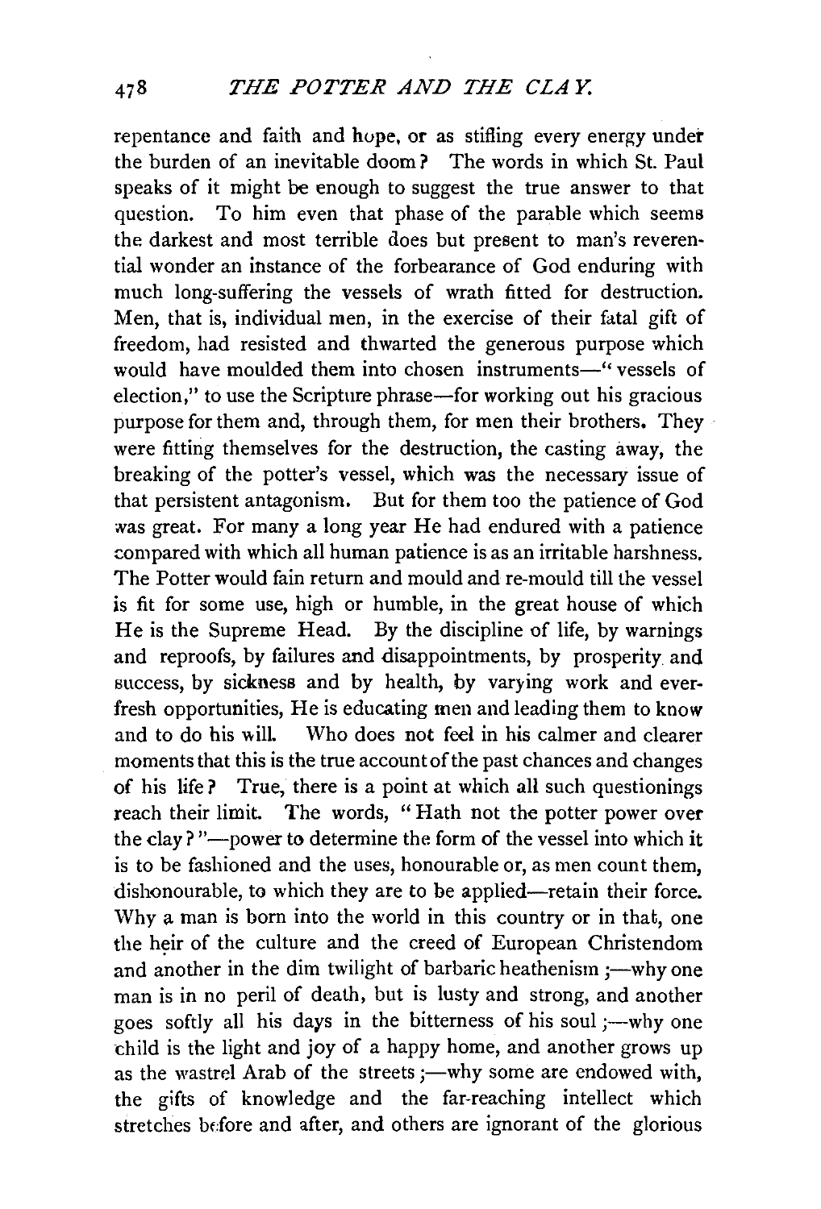repentance and faith and hope, or as stifling every energy under the burden of an inevitable doom? The words in which St. Paul speaks of it might be enough to suggest the true answer to that question. To him even that phase of the parable which seems the darkest and most terrible does but present to man's reverential wonder an instance of the forbearance of God enduring with much long-suffering the vessels of wrath fitted for destruction. Men, that is, individual men, in the exercise of their fatal gift of freedom, had resisted and thwarted the generous purpose which would have moulded them into chosen instruments—"vessels of election," to use the Scripture phrase—for working out his gracious purpose for them and, through them, for men their brothers. They were fitting themselves for the destruction, the casting away, the breaking of the potter's vessel, which was the necessary issue of that persistent antagonism. But for them too the patience of God was great. For many a long year He had endured with a patience compared with which all human patience is as an irritable harshness. The Potter would fain return and mould and re-mould till the vessel is fit for some use, high or humble, in the great house of which He is the Supreme Head. By the discipline of life, by warnings and reproofs, by failures and disappointments, by prosperity and success, by sickness and by health, by varying work and ever-fresh opportunities, He is educating men and leading them to know and to do his will. Who does not feel in his calmer and clearer moments that this is the true account of the past chances and changes of his life? True, there is a point at which all such questionings reach their limit. The words, "Hath not the potter power over the clay?"—power to determine the form of the vessel into which it is to be fashioned and the uses, honourable or, as men count them, dishonourable, to which they are to be applied—retain their force. Why a man is born into the world in this country or in that, one the heir of the culture and the creed of European Christendom and another in the dim twilight of barbaric heathenism;—why one man is in no peril of death, but is lusty and strong, and another goes softly all his days in the bitterness of his soul;—why one child is the light and joy of a happy home, and another grows up as the wastrel Arab of the streets;—why some are endowed with, the gifts of knowledge and the far-reaching intellect which stretches before and after, and others are ignorant of the glorious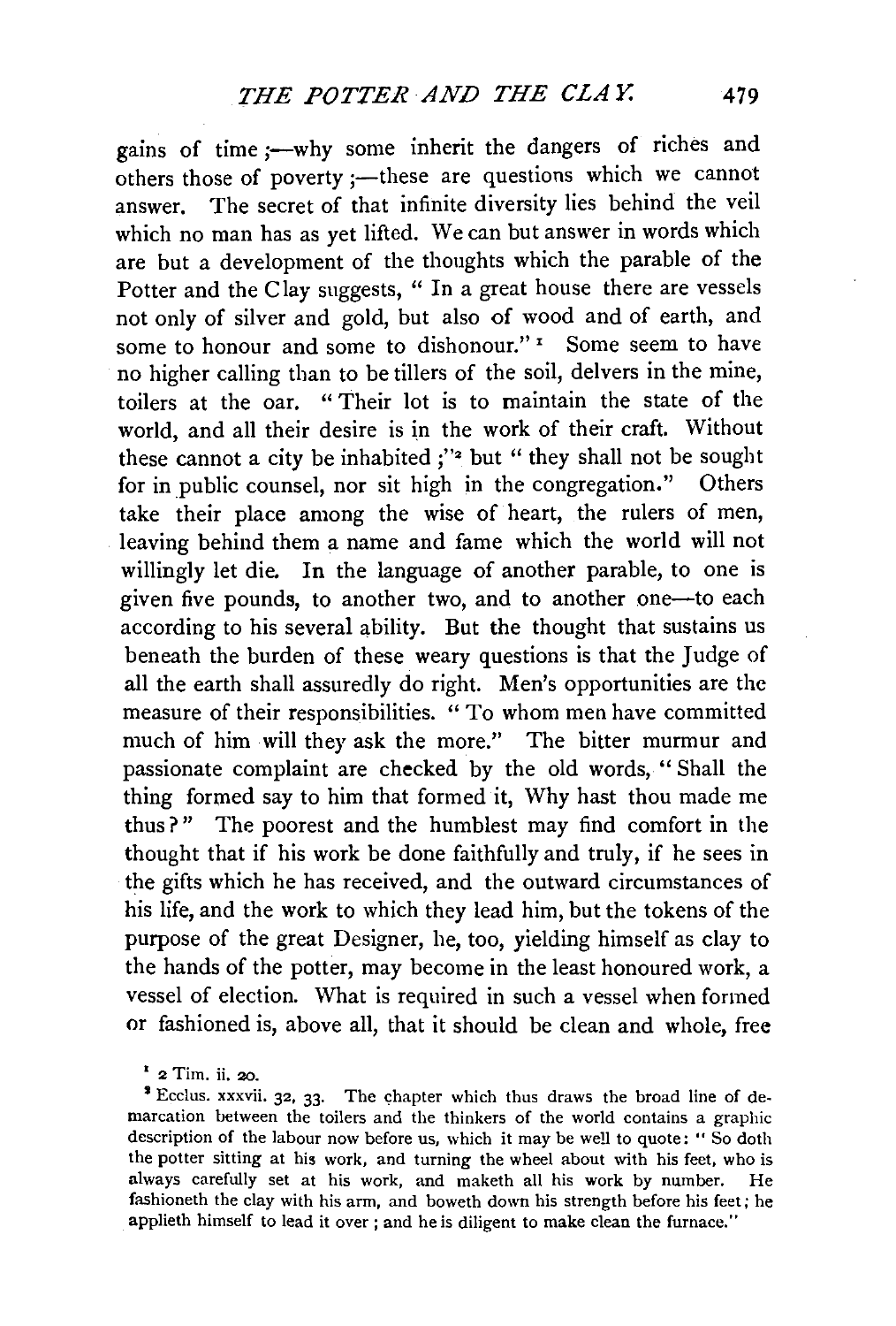gains of time;—why some inherit the dangers of riches and others those of poverty;—these are questions which we cannot answer. The secret of that infinite diversity lies behind the veil which no man has as yet lifted. We can but answer in words which are but a development of the thoughts which the parable of the Potter and the Clay suggests, "In a great house there are vessels not only of silver and gold, but also of wood and of earth, and some to honour and some to dishonour."[1] Some seem to have no higher calling than to be tillers of the soil, delvers in the mine, toilers at the oar. "Their lot is to maintain the state of the world, and all their desire is in the work of their craft. Without these cannot a city be inhabited;"[2] but "they shall not be sought for in public counsel, nor sit high in the congregation." Others take their place among the wise of heart, the rulers of men, leaving behind them a name and fame which the world will not willingly let die. In the language of another parable, to one is given five pounds, to another two, and to another one—to each according to his several ability. But the thought that sustains us beneath the burden of these weary questions is that the Judge of all the earth shall assuredly do right. Men's opportunities are the measure of their responsibilities. "To whom men have committed much of him will they ask the more." The bitter murmur and passionate complaint are checked by the old words, "Shall the thing formed say to him that formed it, Why hast thou made me thus?" The poorest and the humblest may find comfort in the thought that if his work be done faithfully and truly, if he sees in the gifts which he has received, and the outward circumstances of his life, and the work to which they lead him, but the tokens of the purpose of the great Designer, he, too, yielding himself as clay to the hands of the potter, may become in the least honoured work, a vessel of election. What is required in such a vessel when formed or fashioned is, above all, that it should be clean and whole, free

[1] 2 Tim. ii. 20.

[2] Ecclus. xxxvii. 32, 33. The chapter which thus draws the broad line of demarcation between the toilers and the thinkers of the world contains a graphic description of the labour now before us, which it may be well to quote: "So doth the potter sitting at his work, and turning the wheel about with his feet, who is always carefully set at his work, and maketh all his work by number. He fashioneth the clay with his arm, and boweth down his strength before his feet; he applieth himself to lead it over; and he is diligent to make clean the furnace."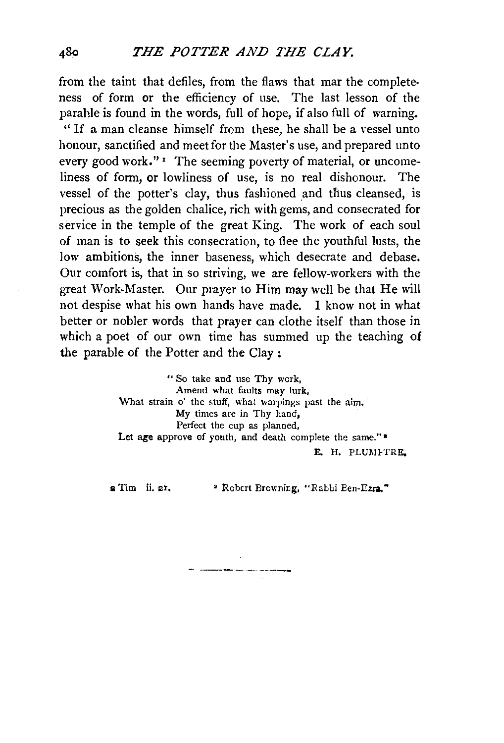from the taint that defiles, from the flaws that mar the completeness of form or the efficiency of use. The last lesson of the parable is found in the words, full of hope, if also full of warning. "If a man cleanse himself from these, he shall be a vessel unto honour, sanctified and meet for the Master's use, and prepared unto every good work."[1] The seeming poverty of material, or uncomeliness of form, or lowliness of use, is no real dishonour. The vessel of the potter's clay, thus fashioned and thus cleansed, is precious as the golden chalice, rich with gems, and consecrated for service in the temple of the great King. The work of each soul of man is to seek this consecration, to flee the youthful lusts, the low ambitions, the inner baseness, which desecrate and debase. Our comfort is, that in so striving, we are fellow-workers with the great Work-Master. Our prayer to Him may well be that He will not despise what his own hands have made. I know not in what better or nobler words that prayer can clothe itself than those in which a poet of our own time has summed up the teaching of the parable of the Potter and the Clay:

> "So take and use Thy work,
> Amend what faults may lurk,
> What strain o' the stuff, what warpings past the aim.
> My times are in Thy hand,
> Perfect the cup as planned,
> Let age approve of youth, and death complete the same."[2]

E. H. PLUMPTRE.

---

[1] 2 Tim ii. 21.

[2] Robert Browning, "Rabbi Ben-Ezra."